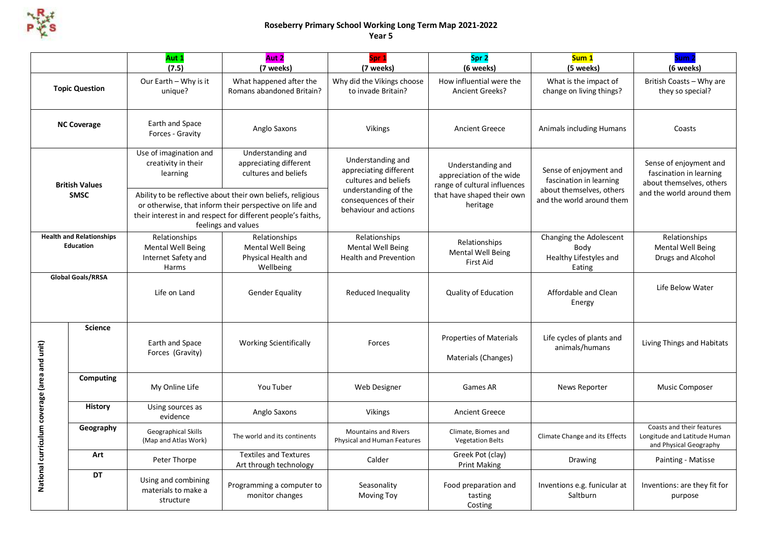# Roseberry Primary School Working Long Term Map 2021-2022
## Year 5

| | | Aut 1 (7.5) | Aut 2 (7 weeks) | Spr 1 (7 weeks) | Spr 2 (6 weeks) | Sum 1 (5 weeks) | Sum 2 (6 weeks) |
|---|---|---|---|---|---|---|---|
| **Topic Question** | | Our Earth – Why is it unique? | What happened after the Romans abandoned Britain? | Why did the Vikings choose to invade Britain? | How influential were the Ancient Greeks? | What is the impact of change on living things? | British Coasts – Why are they so special? |
| **NC Coverage** | | Earth and Space Forces - Gravity | Anglo Saxons | Vikings | Ancient Greece | Animals including Humans | Coasts |
| **British Values SMSC** | | Use of imagination and creativity in their learning | Understanding and appreciating different cultures and beliefs | Understanding and appreciating different cultures and beliefs understanding of the consequences of their behaviour and actions | Understanding and appreciation of the wide range of cultural influences that have shaped their own heritage | Sense of enjoyment and fascination in learning about themselves, others and the world around them | Sense of enjoyment and fascination in learning about themselves, others and the world around them |
| | | Ability to be reflective about their own beliefs, religious or otherwise, that inform their perspective on life and their interest in and respect for different people's faiths, feelings and values | | | | | |
| **Health and Relationships Education** | | Relationships Mental Well Being Internet Safety and Harms | Relationships Mental Well Being Physical Health and Wellbeing | Relationships Mental Well Being Health and Prevention | Relationships Mental Well Being First Aid | Changing the Adolescent Body Healthy Lifestyles and Eating | Relationships Mental Well Being Drugs and Alcohol |
| **Global Goals/RRSA** | | Life on Land | Gender Equality | Reduced Inequality | Quality of Education | Affordable and Clean Energy | Life Below Water |
| **National curriculum coverage (area and unit)** | **Science** | Earth and Space Forces (Gravity) | Working Scientifically | Forces | Properties of Materials<br>Materials (Changes) | Life cycles of plants and animals/humans | Living Things and Habitats |
| | **Computing** | My Online Life | You Tuber | Web Designer | Games AR | News Reporter | Music Composer |
| | **History** | Using sources as evidence | Anglo Saxons | Vikings | Ancient Greece | | |
| | **Geography** | Geographical Skills (Map and Atlas Work) | The world and its continents | Mountains and Rivers Physical and Human Features | Climate, Biomes and Vegetation Belts | Climate Change and its Effects | Coasts and their features Longitude and Latitude Human and Physical Geography |
| | **Art** | Peter Thorpe | Textiles and Textures Art through technology | Calder | Greek Pot (clay) Print Making | Drawing | Painting - Matisse |
| | **DT** | Using and combining materials to make a structure | Programming a computer to monitor changes | Seasonality Moving Toy | Food preparation and tasting Costing | Inventions e.g. funicular at Saltburn | Inventions: are they fit for purpose |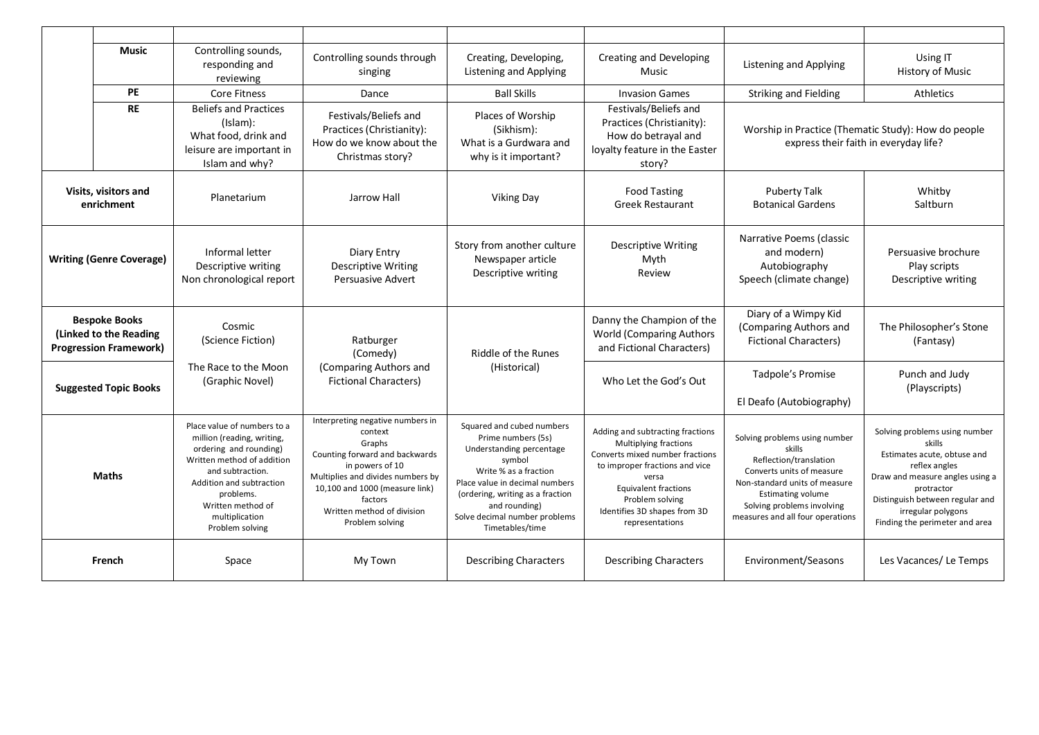| | | | | | | | |
|---|---|---|---|---|---|---|---|
| | | | | | | | |
| | **Music** | Controlling sounds, responding and reviewing | Controlling sounds through singing | Creating, Developing, Listening and Applying | Creating and Developing Music | Listening and Applying | Using IT History of Music |
| | **PE** | Core Fitness | Dance | Ball Skills | Invasion Games | Striking and Fielding | Athletics |
| | **RE** | Beliefs and Practices (Islam): What food, drink and leisure are important in Islam and why? | Festivals/Beliefs and Practices (Christianity): How do we know about the Christmas story? | Places of Worship (Sikhism): What is a Gurdwara and why is it important? | Festivals/Beliefs and Practices (Christianity): How do betrayal and loyalty feature in the Easter story? | Worship in Practice (Thematic Study): How do people express their faith in everyday life? | |
| **Visits, visitors and enrichment** | | Planetarium | Jarrow Hall | Viking Day | Food Tasting Greek Restaurant | Puberty Talk Botanical Gardens | Whitby Saltburn |
| **Writing (Genre Coverage)** | | Informal letter Descriptive writing Non chronological report | Diary Entry Descriptive Writing Persuasive Advert | Story from another culture Newspaper article Descriptive writing | Descriptive Writing Myth Review | Narrative Poems (classic and modern) Autobiography Speech (climate change) | Persuasive brochure Play scripts Descriptive writing |
| **Bespoke Books (Linked to the Reading Progression Framework)** | | Cosmic (Science Fiction) | Ratburger (Comedy) (Comparing Authors and Fictional Characters) | Riddle of the Runes (Historical) | Danny the Champion of the World (Comparing Authors and Fictional Characters) | Diary of a Wimpy Kid (Comparing Authors and Fictional Characters) | The Philosopher's Stone (Fantasy) |
| **Suggested Topic Books** | | The Race to the Moon (Graphic Novel) | | | Who Let the God's Out | Tadpole's Promise El Deafo (Autobiography) | Punch and Judy (Playscripts) |
| **Maths** | | Place value of numbers to a million (reading, writing, ordering and rounding) Written method of addition and subtraction. Addition and subtraction problems. Written method of multiplication Problem solving | Interpreting negative numbers in context Graphs Counting forward and backwards in powers of 10 Multiplies and divides numbers by 10,100 and 1000 (measure link) factors Written method of division Problem solving | Squared and cubed numbers Prime numbers (5s) Understanding percentage symbol Write % as a fraction Place value in decimal numbers (ordering, writing as a fraction and rounding) Solve decimal number problems Timetables/time | Adding and subtracting fractions Multiplying fractions Converts mixed number fractions to improper fractions and vice versa Equivalent fractions Problem solving Identifies 3D shapes from 3D representations | Solving problems using number skills Reflection/translation Converts units of measure Non-standard units of measure Estimating volume Solving problems involving measures and all four operations | Solving problems using number skills Estimates acute, obtuse and reflex angles Draw and measure angles using a protractor Distinguish between regular and irregular polygons Finding the perimeter and area |
| **French** | | Space | My Town | Describing Characters | Describing Characters | Environment/Seasons | Les Vacances/ Le Temps |